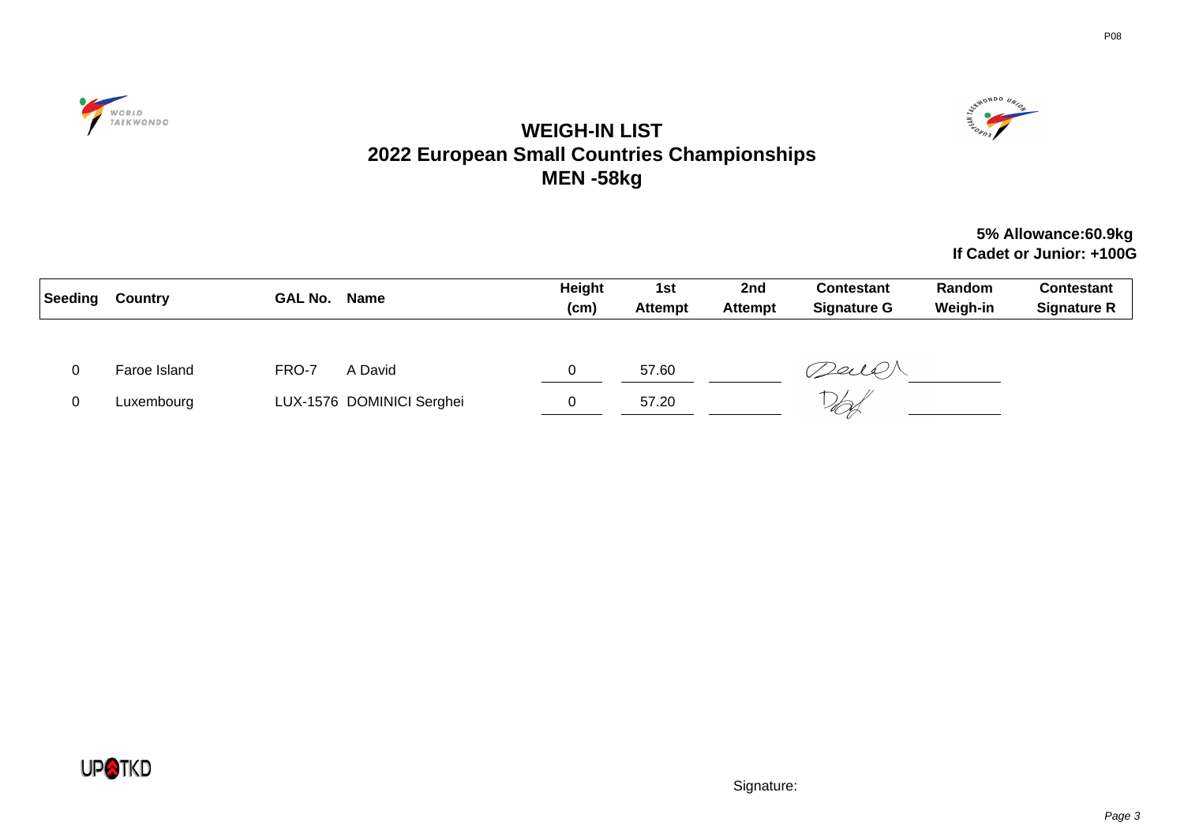# WEIGH-IN LIST
## 2022 European Small Countries Championships
## MEN -58kg

**5% Allowance:60.9kg**
**If Cadet or Junior: +100G**

| Seeding | Country | GAL No. | Name | Height (cm) | 1st Attempt | 2nd Attempt | Contestant Signature G | Random Weigh-in | Contestant Signature R |
|---|---|---|---|---|---|---|---|---|---|
| 0 | Faroe Island | FRO-7 | A David | 0 | 57.60 | | | | |
| 0 | Luxembourg | LUX-1576 | DOMINICI Serghei | 0 | 57.20 | | | | |

Signature: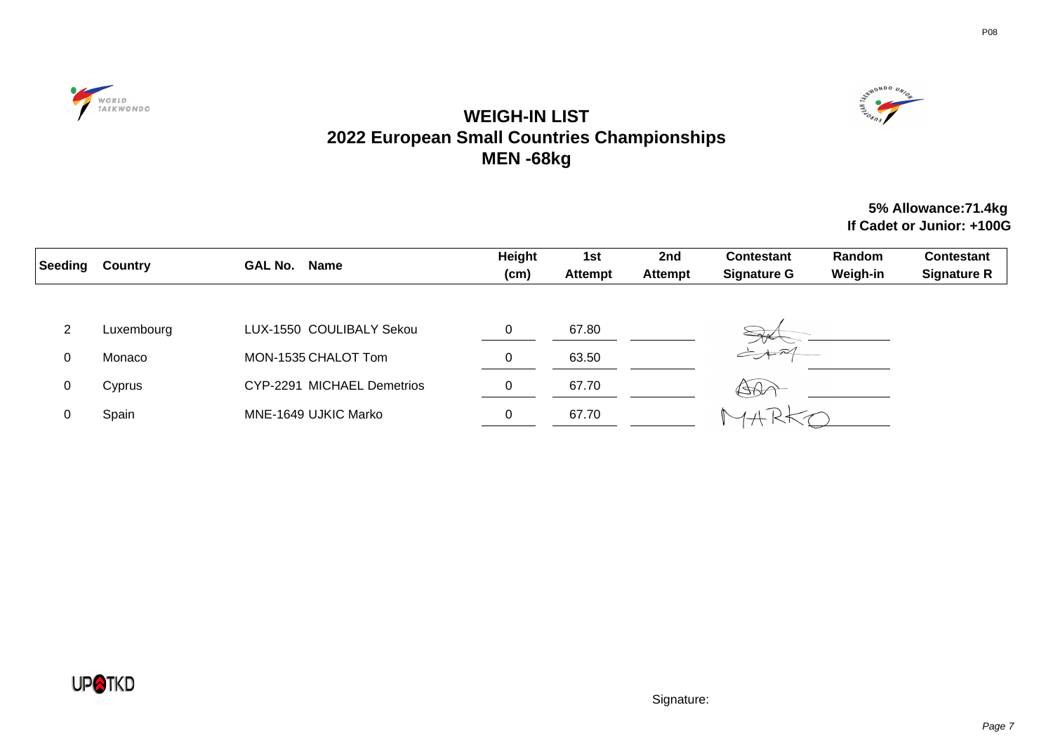# WEIGH-IN LIST
## 2022 European Small Countries Championships
## MEN -68kg

**5% Allowance:71.4kg**
**If Cadet or Junior: +100G**

| Seeding | Country | GAL No. Name | Height (cm) | 1st Attempt | 2nd Attempt | Contestant Signature G | Random Weigh-in | Contestant Signature R |
|---|---|---|---|---|---|---|---|---|
| 2 | Luxembourg | LUX-1550 COULIBALY Sekou | 0 | 67.80 | | | | |
| 0 | Monaco | MON-1535 CHALOT Tom | 0 | 63.50 | | | | |
| 0 | Cyprus | CYP-2291 MICHAEL Demetrios | 0 | 67.70 | | | | |
| 0 | Spain | MNE-1649 UJKIC Marko | 0 | 67.70 | | MARKO | | |

Signature: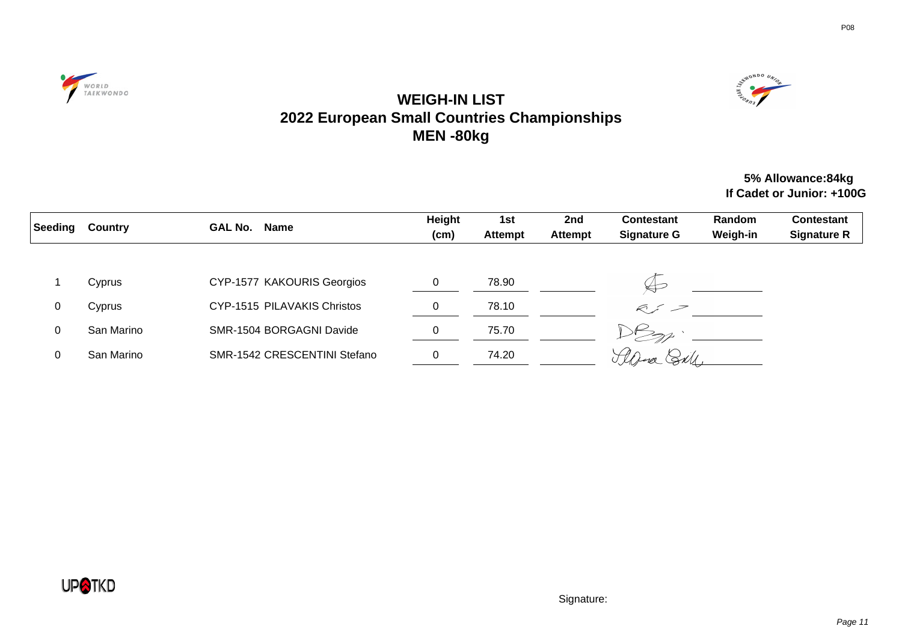# WEIGH-IN LIST
## 2022 European Small Countries Championships
## MEN -80kg

**5% Allowance:84kg**
**If Cadet or Junior: +100G**

| Seeding | Country | GAL No. | Name | Height (cm) | 1st Attempt | 2nd Attempt | Contestant Signature G | Random Weigh-in | Contestant Signature R |
|---|---|---|---|---|---|---|---|---|---|
| 1 | Cyprus | CYP-1577 | KAKOURIS Georgios | 0 | 78.90 | | | | |
| 0 | Cyprus | CYP-1515 | PILAVAKIS Christos | 0 | 78.10 | | | | |
| 0 | San Marino | SMR-1504 | BORGAGNI Davide | 0 | 75.70 | | | | |
| 0 | San Marino | SMR-1542 | CRESCENTINI Stefano | 0 | 74.20 | | | | |

Signature: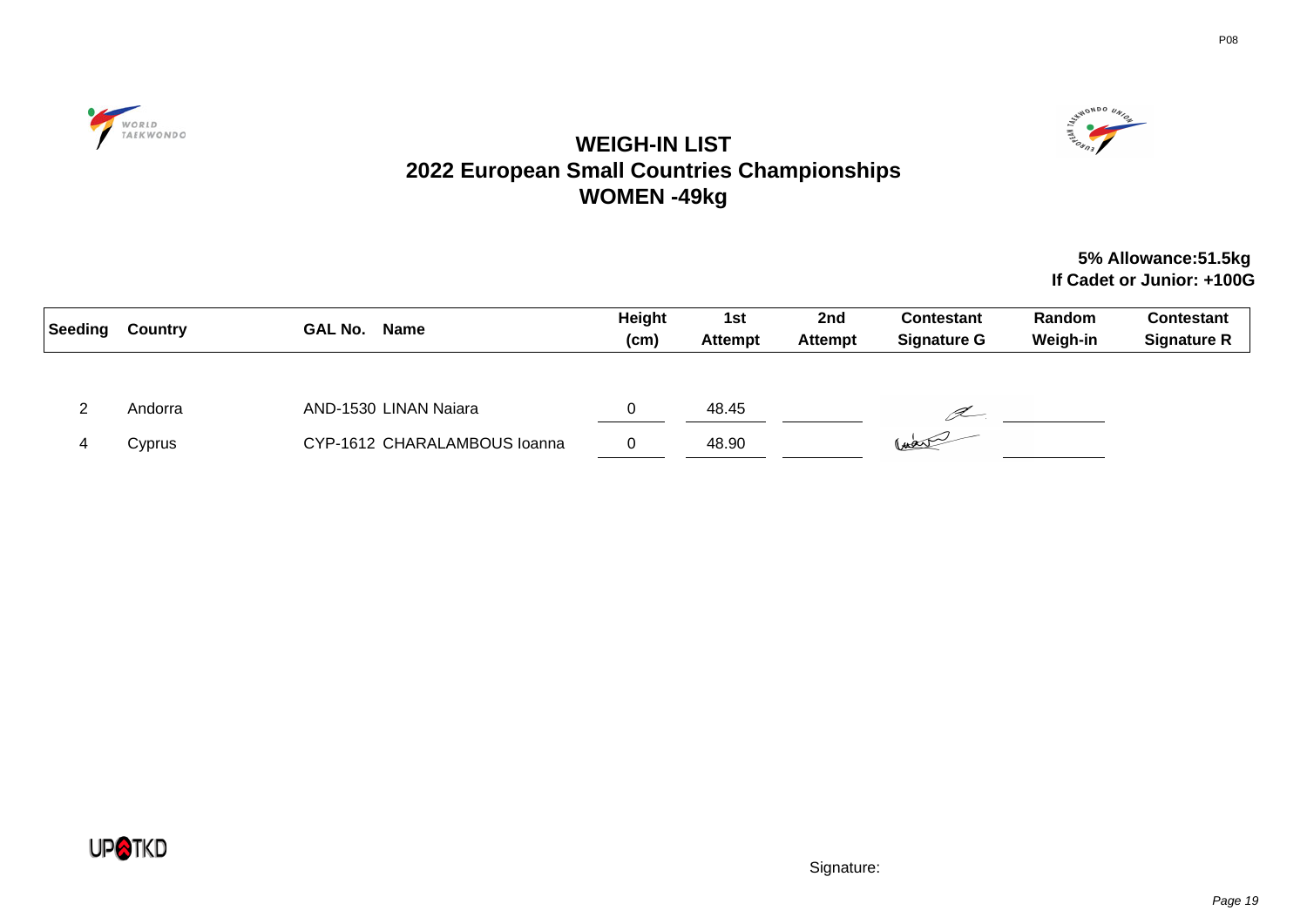# WEIGH-IN LIST
## 2022 European Small Countries Championships
## WOMEN -49kg

**5% Allowance:51.5kg**
**If Cadet or Junior: +100G**

| Seeding | Country | GAL No. | Name | Height (cm) | 1st Attempt | 2nd Attempt | Contestant Signature G | Random Weigh-in | Contestant Signature R |
|---|---|---|---|---|---|---|---|---|---|
| 2 | Andorra | AND-1530 | LINAN Naiara | 0 | 48.45 | | | | |
| 4 | Cyprus | CYP-1612 | CHARALAMBOUS Ioanna | 0 | 48.90 | | | | |

Signature: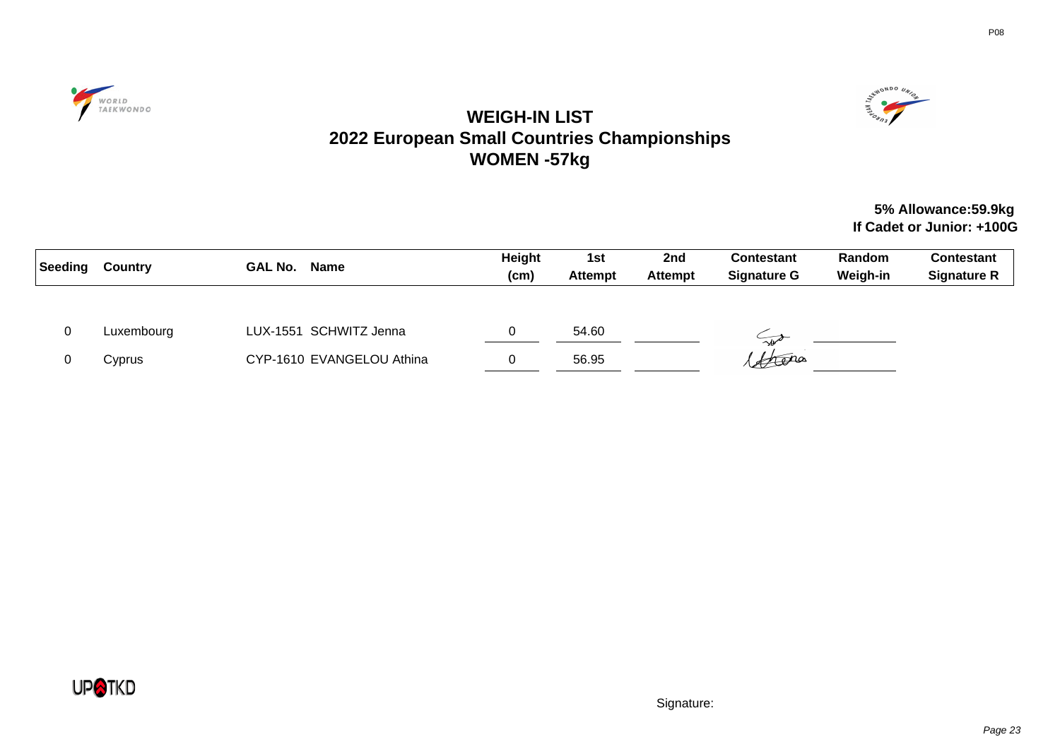# WEIGH-IN LIST
# 2022 European Small Countries Championships
# WOMEN -57kg

**5% Allowance:59.9kg**
**If Cadet or Junior: +100G**

| Seeding | Country | GAL No. | Name | Height (cm) | 1st Attempt | 2nd Attempt | Contestant Signature G | Random Weigh-in | Contestant Signature R |
|---|---|---|---|---|---|---|---|---|---|
| 0 | Luxembourg | LUX-1551 | SCHWITZ Jenna | 0 | 54.60 | | | | |
| 0 | Cyprus | CYP-1610 | EVANGELOU Athina | 0 | 56.95 | | | | |

Signature: